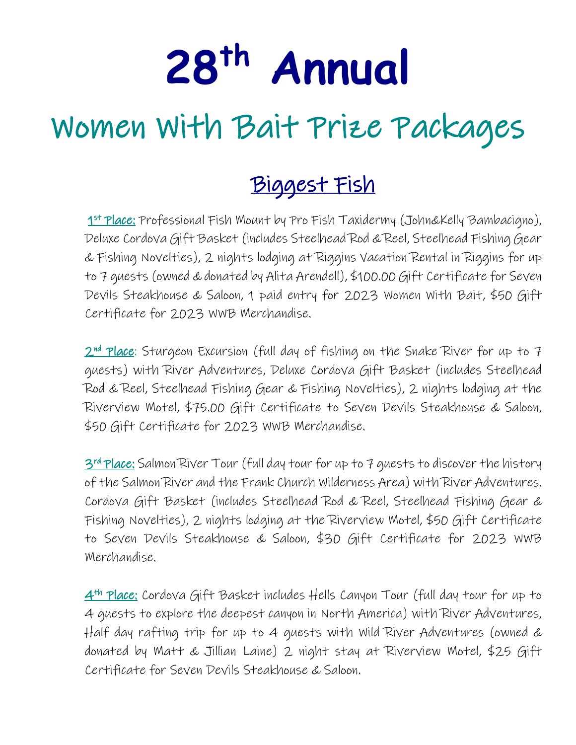# 28th Annual

# Women With Bait Prize Packages

## Biggest Fish

**1st Place:** Professional Fish Mount by Pro Fish Taxidermy (John&Kelly Bambacigno), Deluxe Cordova Gift Basket (includes Steelhead Rod & Reel, Steelhead Fishing Gear & Fishing Novelties), 2 nights lodging at Riggins Vacation Rental in Riggins for up to 7 guests (owned & donated by Alita Arendell), $100.00 Gift Certificate for Seven Devils Steakhouse & Saloon, 1 paid entry for 2023 Women With Bait, $50 Gift Certificate for 2023 WWB Merchandise.

**2nd Place:** Sturgeon Excursion (full day of fishing on the Snake River for up to 7 guests) with River Adventures, Deluxe Cordova Gift Basket (includes Steelhead Rod & Reel, Steelhead Fishing Gear & Fishing Novelties), 2 nights lodging at the Riverview Motel, $75.00 Gift Certificate to Seven Devils Steakhouse & Saloon, $50 Gift Certificate for 2023 WWB Merchandise.

**3rd Place:** Salmon River Tour (full day tour for up to 7 guests to discover the history of the Salmon River and the Frank Church Wilderness Area) with River Adventures. Cordova Gift Basket (includes Steelhead Rod & Reel, Steelhead Fishing Gear & Fishing Novelties), 2 nights lodging at the Riverview Motel, $50 Gift Certificate to Seven Devils Steakhouse & Saloon, $30 Gift Certificate for 2023 WWB Merchandise.

**4th Place:** Cordova Gift Basket includes Hells Canyon Tour (full day tour for up to 4 guests to explore the deepest canyon in North America) with River Adventures, Half day rafting trip for up to 4 guests with Wild River Adventures (owned & donated by Matt & Jillian Laine) 2 night stay at Riverview Motel, $25 Gift Certificate for Seven Devils Steakhouse & Saloon.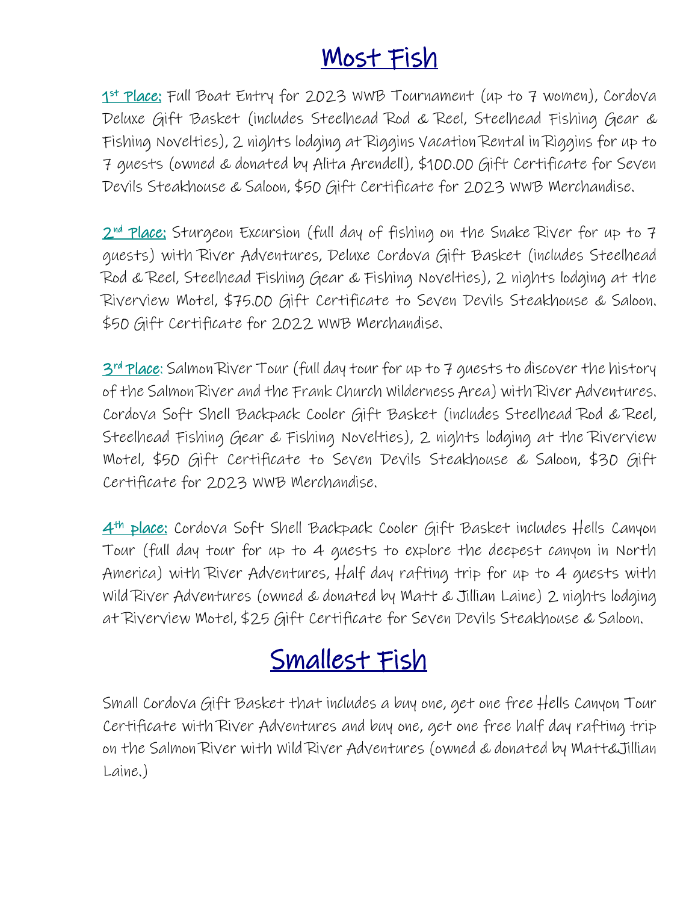# Most Fish

1st Place: Full Boat Entry for 2023 WWB Tournament (up to 7 women), Cordova Deluxe Gift Basket (includes Steelhead Rod & Reel, Steelhead Fishing Gear & Fishing Novelties), 2 nights lodging at Riggins Vacation Rental in Riggins for up to 7 guests (owned & donated by Alita Arendell), $100.00 Gift Certificate for Seven Devils Steakhouse & Saloon, $50 Gift Certificate for 2023 WWB Merchandise.

2nd Place: Sturgeon Excursion (full day of fishing on the Snake River for up to 7 guests) with River Adventures, Deluxe Cordova Gift Basket (includes Steelhead Rod & Reel, Steelhead Fishing Gear & Fishing Novelties), 2 nights lodging at the Riverview Motel, $75.00 Gift Certificate to Seven Devils Steakhouse & Saloon. $50 Gift Certificate for 2022 WWB Merchandise.

3rd Place: Salmon River Tour (full day tour for up to 7 guests to discover the history of the Salmon River and the Frank Church Wilderness Area) with River Adventures. Cordova Soft Shell Backpack Cooler Gift Basket (includes Steelhead Rod & Reel, Steelhead Fishing Gear & Fishing Novelties), 2 nights lodging at the Riverview Motel, $50 Gift Certificate to Seven Devils Steakhouse & Saloon, $30 Gift Certificate for 2023 WWB Merchandise.

4th place: Cordova Soft Shell Backpack Cooler Gift Basket includes Hells Canyon Tour (full day tour for up to 4 guests to explore the deepest canyon in North America) with River Adventures, Half day rafting trip for up to 4 guests with Wild River Adventures (owned & donated by Matt & Jillian Laine) 2 nights lodging at Riverview Motel, $25 Gift Certificate for Seven Devils Steakhouse & Saloon.

# Smallest Fish

Small Cordova Gift Basket that includes a buy one, get one free Hells Canyon Tour Certificate with River Adventures and buy one, get one free half day rafting trip on the Salmon River with Wild River Adventures (owned & donated by Matt&Jillian Laine.)